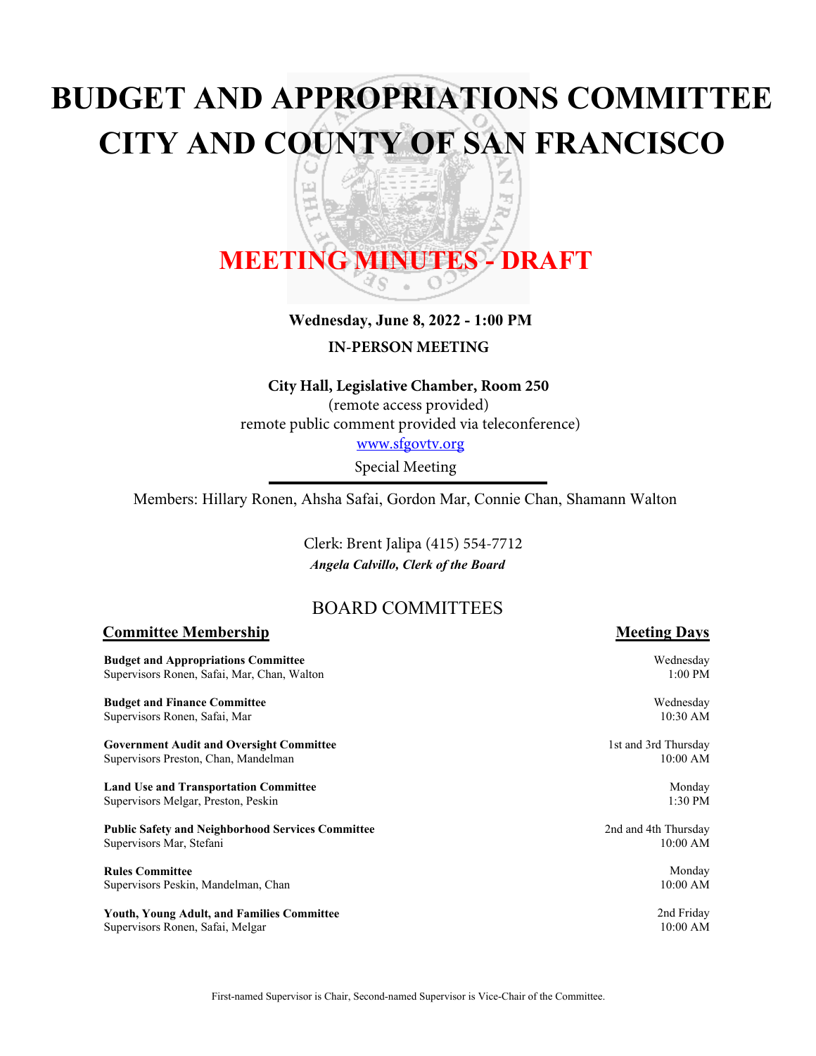# BUDGET AND APPROPRIATIONS COMMITTEE
# CITY AND COUNTY OF SAN FRANCISCO

## MEETING MINUTES - DRAFT

**Wednesday, June 8, 2022 - 1:00 PM**

**IN-PERSON MEETING**

**City Hall, Legislative Chamber, Room 250**
(remote access provided)
remote public comment provided via teleconference)
www.sfgovtv.org
Special Meeting

Members: Hillary Ronen, Ahsha Safai, Gordon Mar, Connie Chan, Shamann Walton

Clerk: Brent Jalipa (415) 554-7712
***Angela Calvillo, Clerk of the Board***

## BOARD COMMITTEES

| Committee Membership | Meeting Days |
|---|---|
| **Budget and Appropriations Committee**<br>Supervisors Ronen, Safai, Mar, Chan, Walton | Wednesday<br>1:00 PM |
| **Budget and Finance Committee**<br>Supervisors Ronen, Safai, Mar | Wednesday<br>10:30 AM |
| **Government Audit and Oversight Committee**<br>Supervisors Preston, Chan, Mandelman | 1st and 3rd Thursday<br>10:00 AM |
| **Land Use and Transportation Committee**<br>Supervisors Melgar, Preston, Peskin | Monday<br>1:30 PM |
| **Public Safety and Neighborhood Services Committee**<br>Supervisors Mar, Stefani | 2nd and 4th Thursday<br>10:00 AM |
| **Rules Committee**<br>Supervisors Peskin, Mandelman, Chan | Monday<br>10:00 AM |
| **Youth, Young Adult, and Families Committee**<br>Supervisors Ronen, Safai, Melgar | 2nd Friday<br>10:00 AM |

First-named Supervisor is Chair, Second-named Supervisor is Vice-Chair of the Committee.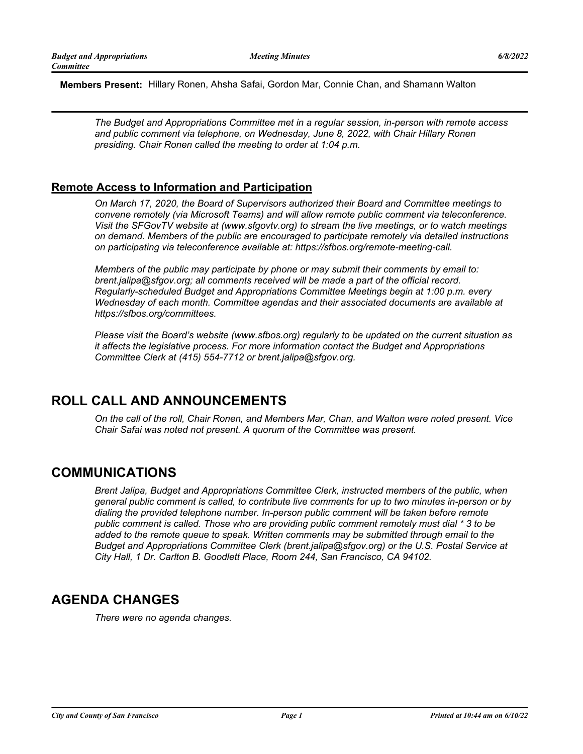**Members Present:** Hillary Ronen, Ahsha Safai, Gordon Mar, Connie Chan, and Shamann Walton

*The Budget and Appropriations Committee met in a regular session, in-person with remote access and public comment via telephone, on Wednesday, June 8, 2022, with Chair Hillary Ronen presiding. Chair Ronen called the meeting to order at 1:04 p.m.*

## Remote Access to Information and Participation

*On March 17, 2020, the Board of Supervisors authorized their Board and Committee meetings to convene remotely (via Microsoft Teams) and will allow remote public comment via teleconference. Visit the SFGovTV website at (www.sfgovtv.org) to stream the live meetings, or to watch meetings on demand. Members of the public are encouraged to participate remotely via detailed instructions on participating via teleconference available at: https://sfbos.org/remote-meeting-call.*

*Members of the public may participate by phone or may submit their comments by email to: brent.jalipa@sfgov.org; all comments received will be made a part of the official record. Regularly-scheduled Budget and Appropriations Committee Meetings begin at 1:00 p.m. every Wednesday of each month. Committee agendas and their associated documents are available at https://sfbos.org/committees.*

*Please visit the Board's website (www.sfbos.org) regularly to be updated on the current situation as it affects the legislative process. For more information contact the Budget and Appropriations Committee Clerk at (415) 554-7712 or brent.jalipa@sfgov.org.*

# ROLL CALL AND ANNOUNCEMENTS

*On the call of the roll, Chair Ronen, and Members Mar, Chan, and Walton were noted present. Vice Chair Safai was noted not present. A quorum of the Committee was present.*

# COMMUNICATIONS

*Brent Jalipa, Budget and Appropriations Committee Clerk, instructed members of the public, when general public comment is called, to contribute live comments for up to two minutes in-person or by dialing the provided telephone number. In-person public comment will be taken before remote public comment is called. Those who are providing public comment remotely must dial * 3 to be added to the remote queue to speak. Written comments may be submitted through email to the Budget and Appropriations Committee Clerk (brent.jalipa@sfgov.org) or the U.S. Postal Service at City Hall, 1 Dr. Carlton B. Goodlett Place, Room 244, San Francisco, CA 94102.*

# AGENDA CHANGES

*There were no agenda changes.*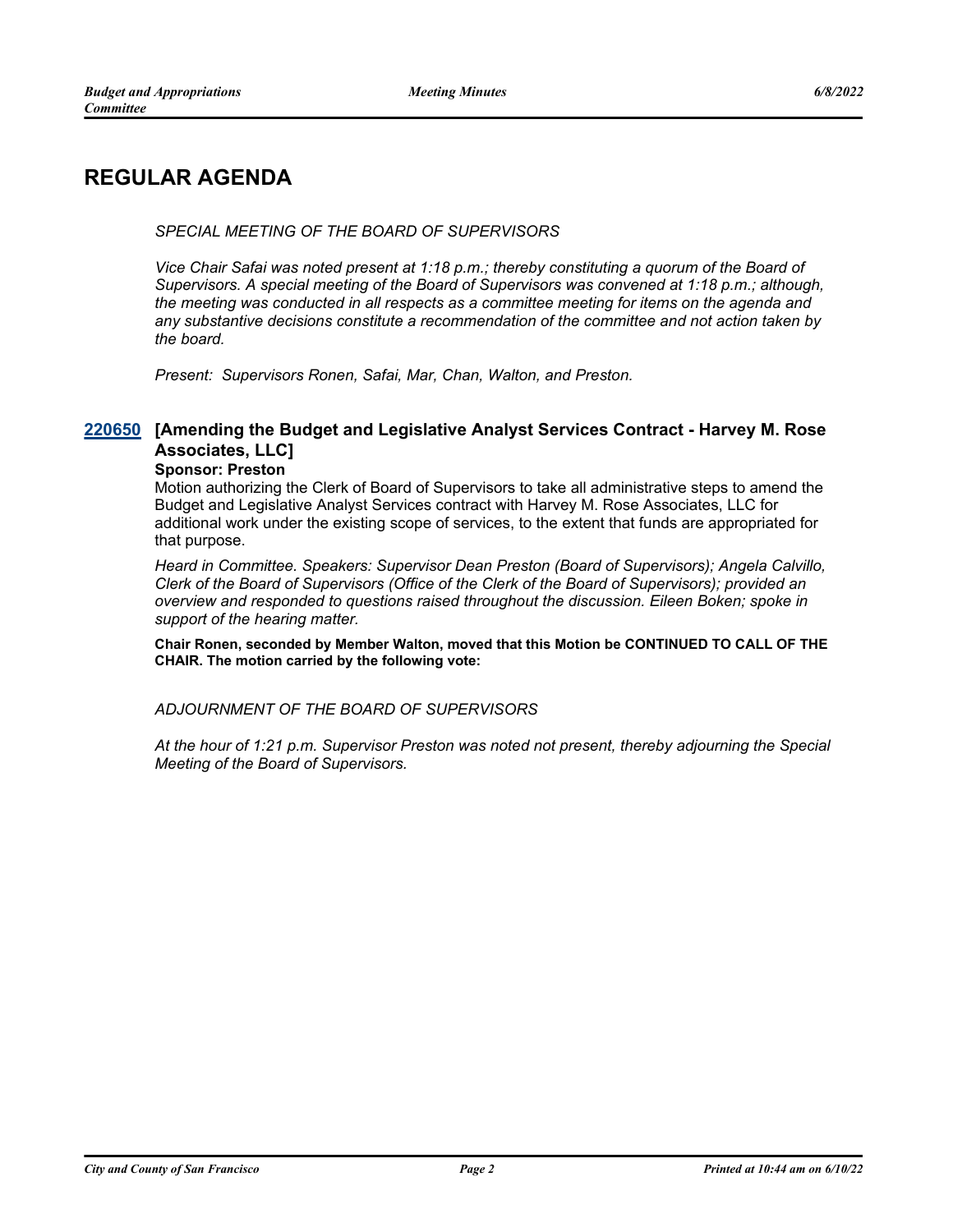# REGULAR AGENDA

*SPECIAL MEETING OF THE BOARD OF SUPERVISORS*

*Vice Chair Safai was noted present at 1:18 p.m.; thereby constituting a quorum of the Board of Supervisors. A special meeting of the Board of Supervisors was convened at 1:18 p.m.; although, the meeting was conducted in all respects as a committee meeting for items on the agenda and any substantive decisions constitute a recommendation of the committee and not action taken by the board.*

*Present: Supervisors Ronen, Safai, Mar, Chan, Walton, and Preston.*

### 220650 [Amending the Budget and Legislative Analyst Services Contract - Harvey M. Rose Associates, LLC]

**Sponsor: Preston**

Motion authorizing the Clerk of Board of Supervisors to take all administrative steps to amend the Budget and Legislative Analyst Services contract with Harvey M. Rose Associates, LLC for additional work under the existing scope of services, to the extent that funds are appropriated for that purpose.

*Heard in Committee. Speakers: Supervisor Dean Preston (Board of Supervisors); Angela Calvillo, Clerk of the Board of Supervisors (Office of the Clerk of the Board of Supervisors); provided an overview and responded to questions raised throughout the discussion. Eileen Boken; spoke in support of the hearing matter.*

**Chair Ronen, seconded by Member Walton, moved that this Motion be CONTINUED TO CALL OF THE CHAIR. The motion carried by the following vote:**

*ADJOURNMENT OF THE BOARD OF SUPERVISORS*

*At the hour of 1:21 p.m. Supervisor Preston was noted not present, thereby adjourning the Special Meeting of the Board of Supervisors.*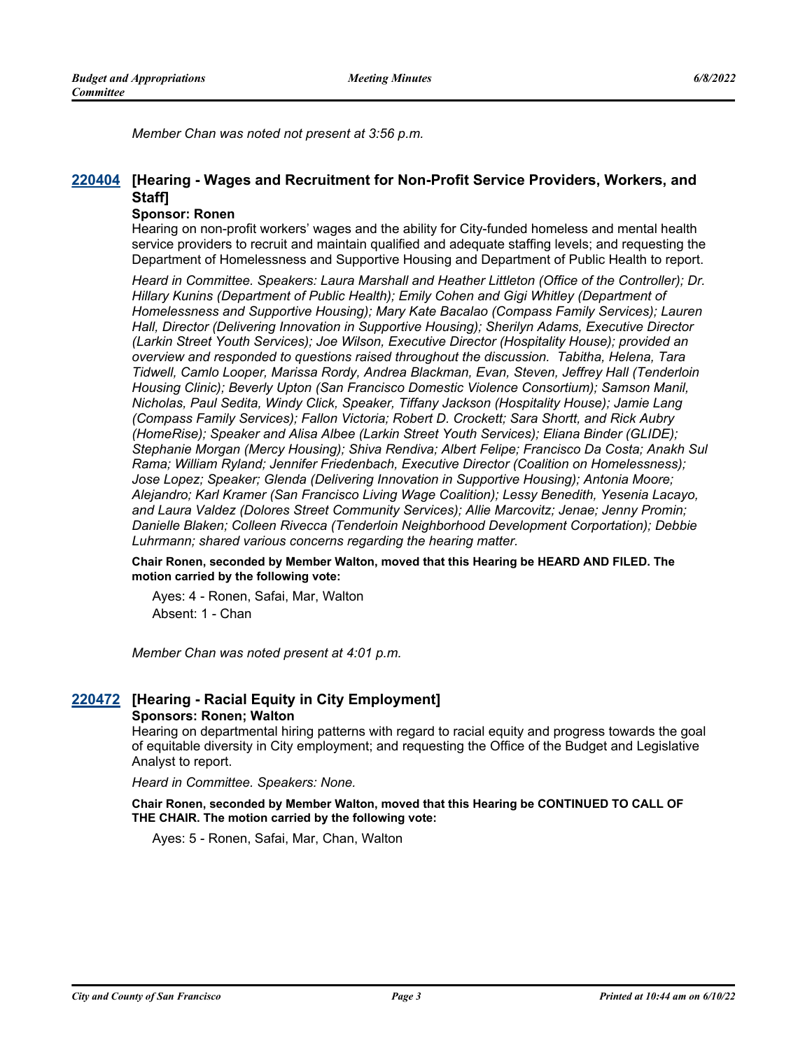*Member Chan was noted not present at 3:56 p.m.*

### 220404 [Hearing - Wages and Recruitment for Non-Profit Service Providers, Workers, and Staff]

**Sponsor: Ronen**

Hearing on non-profit workers' wages and the ability for City-funded homeless and mental health service providers to recruit and maintain qualified and adequate staffing levels; and requesting the Department of Homelessness and Supportive Housing and Department of Public Health to report.

*Heard in Committee. Speakers: Laura Marshall and Heather Littleton (Office of the Controller); Dr. Hillary Kunins (Department of Public Health); Emily Cohen and Gigi Whitley (Department of Homelessness and Supportive Housing); Mary Kate Bacalao (Compass Family Services); Lauren Hall, Director (Delivering Innovation in Supportive Housing); Sherilyn Adams, Executive Director (Larkin Street Youth Services); Joe Wilson, Executive Director (Hospitality House); provided an overview and responded to questions raised throughout the discussion. Tabitha, Helena, Tara Tidwell, Camlo Looper, Marissa Rordy, Andrea Blackman, Evan, Steven, Jeffrey Hall (Tenderloin Housing Clinic); Beverly Upton (San Francisco Domestic Violence Consortium); Samson Manil, Nicholas, Paul Sedita, Windy Click, Speaker, Tiffany Jackson (Hospitality House); Jamie Lang (Compass Family Services); Fallon Victoria; Robert D. Crockett; Sara Shortt, and Rick Aubry (HomeRise); Speaker and Alisa Albee (Larkin Street Youth Services); Eliana Binder (GLIDE); Stephanie Morgan (Mercy Housing); Shiva Rendiva; Albert Felipe; Francisco Da Costa; Anakh Sul Rama; William Ryland; Jennifer Friedenbach, Executive Director (Coalition on Homelessness); Jose Lopez; Speaker; Glenda (Delivering Innovation in Supportive Housing); Antonia Moore; Alejandro; Karl Kramer (San Francisco Living Wage Coalition); Lessy Benedith, Yesenia Lacayo, and Laura Valdez (Dolores Street Community Services); Allie Marcovitz; Jenae; Jenny Promin; Danielle Blaken; Colleen Rivecca (Tenderloin Neighborhood Development Corportation); Debbie Luhrmann; shared various concerns regarding the hearing matter.*

**Chair Ronen, seconded by Member Walton, moved that this Hearing be HEARD AND FILED. The motion carried by the following vote:**

Ayes: 4 - Ronen, Safai, Mar, Walton
Absent: 1 - Chan

*Member Chan was noted present at 4:01 p.m.*

### 220472 [Hearing - Racial Equity in City Employment]

**Sponsors: Ronen; Walton**

Hearing on departmental hiring patterns with regard to racial equity and progress towards the goal of equitable diversity in City employment; and requesting the Office of the Budget and Legislative Analyst to report.

*Heard in Committee. Speakers: None.*

**Chair Ronen, seconded by Member Walton, moved that this Hearing be CONTINUED TO CALL OF THE CHAIR. The motion carried by the following vote:**

Ayes: 5 - Ronen, Safai, Mar, Chan, Walton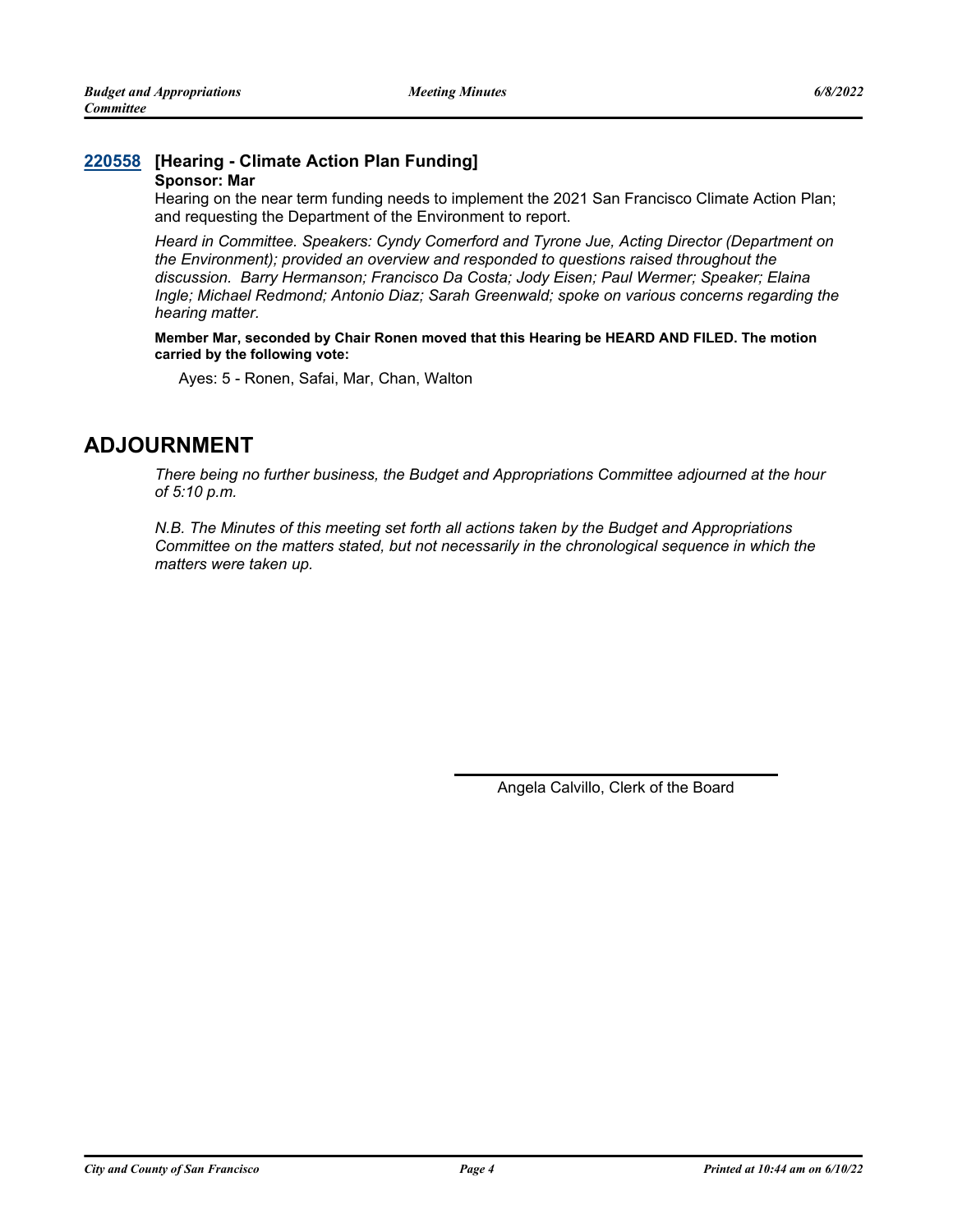**220558 [Hearing - Climate Action Plan Funding]**

**Sponsor: Mar**

Hearing on the near term funding needs to implement the 2021 San Francisco Climate Action Plan; and requesting the Department of the Environment to report.

*Heard in Committee. Speakers: Cyndy Comerford and Tyrone Jue, Acting Director (Department on the Environment); provided an overview and responded to questions raised throughout the discussion. Barry Hermanson; Francisco Da Costa; Jody Eisen; Paul Wermer; Speaker; Elaina Ingle; Michael Redmond; Antonio Diaz; Sarah Greenwald; spoke on various concerns regarding the hearing matter.*

**Member Mar, seconded by Chair Ronen moved that this Hearing be HEARD AND FILED. The motion carried by the following vote:**

Ayes: 5 - Ronen, Safai, Mar, Chan, Walton

## ADJOURNMENT

*There being no further business, the Budget and Appropriations Committee adjourned at the hour of 5:10 p.m.*

*N.B. The Minutes of this meeting set forth all actions taken by the Budget and Appropriations Committee on the matters stated, but not necessarily in the chronological sequence in which the matters were taken up.*

Angela Calvillo, Clerk of the Board